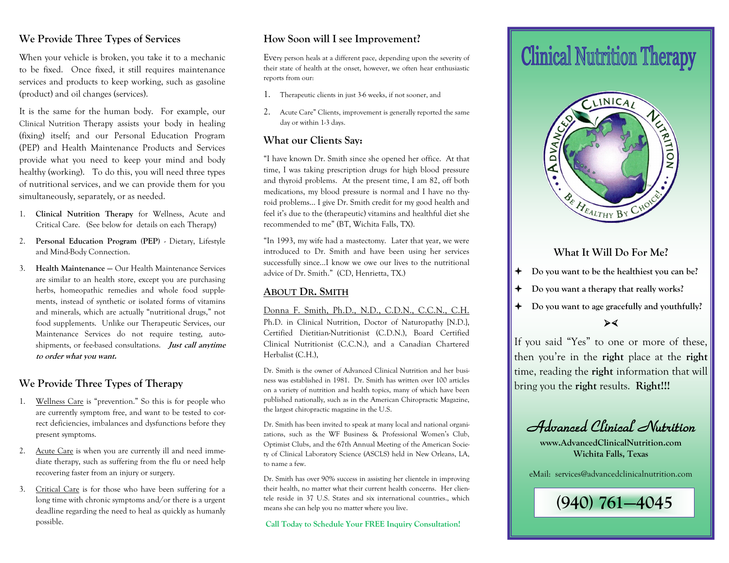## We Provide Three Types of Services

When your vehicle is broken, you take it to a mechanic to be fixed. Once fixed, it still requires maintenance services and products to keep working, such as gasoline (product) and oil changes (services).

It is the same for the human body. For example, our Clinical Nutrition Therapy assists your body in healing (fixing) itself; and our Personal Education Program (PEP) and Health Maintenance Products and Services provide what you need to keep your mind and body healthy (working). To do this, you will need three types of nutritional services, and we can provide them for you simultaneously, separately, or as needed.

1. **Clinical Nutrition Therapy** for Wellness, Acute and Critical Care. (See below for details on each Therapy)
2. **Personal Education Program (PEP)** - Dietary, Lifestyle and Mind-Body Connection.
3. **Health Maintenance** — Our Health Maintenance Services are similar to an health store, except you are purchasing herbs, homeopathic remedies and whole food supplements, instead of synthetic or isolated forms of vitamins and minerals, which are actually "nutritional drugs," not food supplements. Unlike our Therapeutic Services, our Maintenance Services do not require testing, auto-shipments, or fee-based consultations. ***Just call anytime to order what you want.***

## We Provide Three Types of Therapy

1. Wellness Care is "prevention." So this is for people who are currently symptom free, and want to be tested to correct deficiencies, imbalances and dysfunctions before they present symptoms.
2. Acute Care is when you are currently ill and need immediate therapy, such as suffering from the flu or need help recovering faster from an injury or surgery.
3. Critical Care is for those who have been suffering for a long time with chronic symptoms and/or there is a urgent deadline regarding the need to heal as quickly as humanly possible.

## How Soon will I see Improvement?

Every person heals at a different pace, depending upon the severity of their state of health at the onset, however, we often hear enthusiastic reports from our:

1. Therapeutic clients in just 3-6 weeks, if not sooner, and
2. Acute Care" Clients, improvement is generally reported the same day or within 1-3 days.

## What our Clients Say:

"I have known Dr. Smith since she opened her office. At that time, I was taking prescription drugs for high blood pressure and thyroid problems. At the present time, I am 82, off both medications, my blood pressure is normal and I have no thyroid problems... I give Dr. Smith credit for my good health and feel it's due to the (therapeutic) vitamins and healthful diet she recommended to me" (BT, Wichita Falls, TX).

"In 1993, my wife had a mastectomy. Later that year, we were introduced to Dr. Smith and have been using her services successfully since...I know we owe our lives to the nutritional advice of Dr. Smith." (CD, Henrietta, TX.)

## About Dr. Smith

Donna F. Smith, Ph.D., N.D., C.D.N., C.C.N., C.H.
Ph.D. in Clinical Nutrition, Doctor of Naturopathy [N.D.], Certified Dietitian-Nutritionist (C.D.N.), Board Certified Clinical Nutritionist (C.C.N.), and a Canadian Chartered Herbalist (C.H.),

Dr. Smith is the owner of Advanced Clinical Nutrition and her business was established in 1981. Dr. Smith has written over 100 articles on a variety of nutrition and health topics, many of which have been published nationally, such as in the American Chiropractic Magazine, the largest chiropractic magazine in the U.S.

Dr. Smith has been invited to speak at many local and national organizations, such as the WF Business & Professional Women's Club, Optimist Clubs, and the 67th Annual Meeting of the American Society of Clinical Laboratory Science (ASCLS) held in New Orleans, LA, to name a few.

Dr. Smith has over 90% success in assisting her clientele in improving their health, no matter what their current health concerns. Her clientele reside in 37 U.S. States and six international countries., which means she can help you no matter where you live.

**Call Today to Schedule Your FREE Inquiry Consultation!**

# Clinical Nutrition Therapy

Advanced Clinical Nutrition — Be Healthy By Choice!™

### What It Will Do For Me?

- **Do you want to be the healthiest you can be?**
- **Do you want a therapy that really works?**
- **Do you want to age gracefully and youthfully?**

If you said "Yes" to one or more of these, then you're in the **right** place at the **right** time, reading the **right** information that will bring you the **right** results. **Right!!!**

## Advanced Clinical Nutrition

**www.AdvancedClinicalNutrition.com**
**Wichita Falls, Texas**

eMail: services@advancedclinicalnutrition.com

**(940) 761—4045**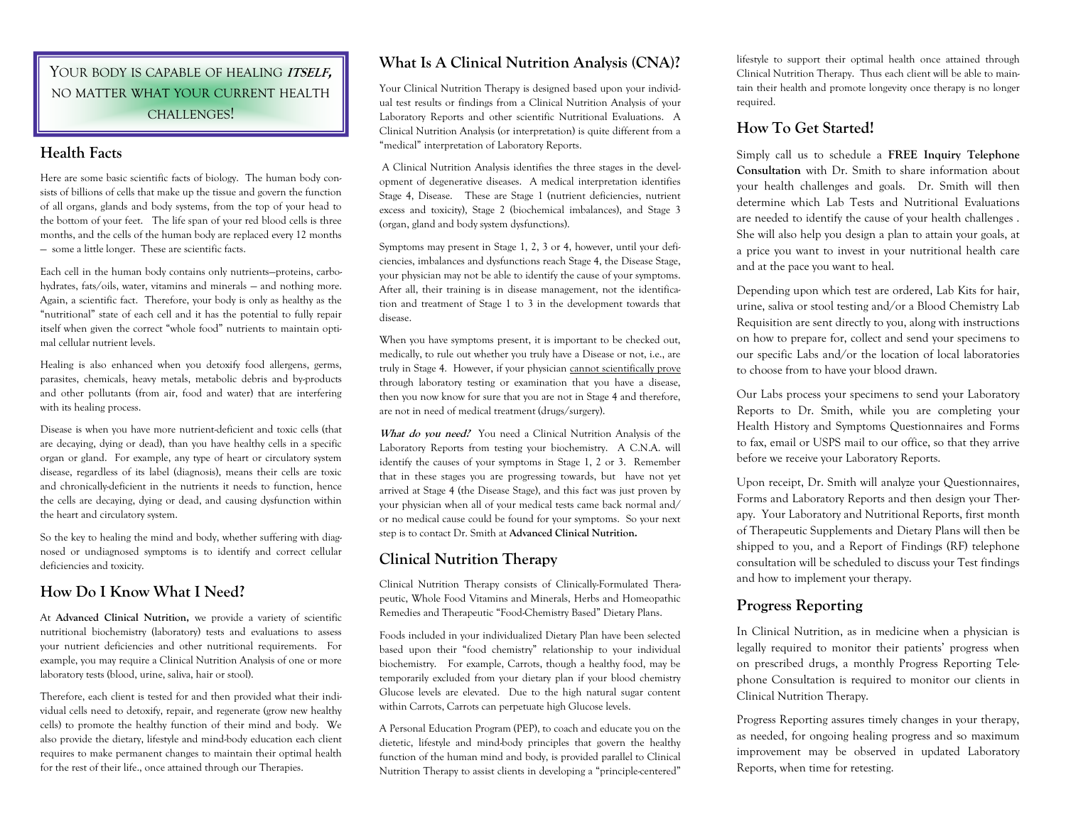YOUR BODY IS CAPABLE OF HEALING ***ITSELF,*** NO MATTER WHAT YOUR CURRENT HEALTH CHALLENGES!

## Health Facts

Here are some basic scientific facts of biology. The human body consists of billions of cells that make up the tissue and govern the function of all organs, glands and body systems, from the top of your head to the bottom of your feet. The life span of your red blood cells is three months, and the cells of the human body are replaced every 12 months — some a little longer. These are scientific facts.

Each cell in the human body contains only nutrients—proteins, carbohydrates, fats/oils, water, vitamins and minerals — and nothing more. Again, a scientific fact. Therefore, your body is only as healthy as the "nutritional" state of each cell and it has the potential to fully repair itself when given the correct "whole food" nutrients to maintain optimal cellular nutrient levels.

Healing is also enhanced when you detoxify food allergens, germs, parasites, chemicals, heavy metals, metabolic debris and by-products and other pollutants (from air, food and water) that are interfering with its healing process.

Disease is when you have more nutrient-deficient and toxic cells (that are decaying, dying or dead), than you have healthy cells in a specific organ or gland. For example, any type of heart or circulatory system disease, regardless of its label (diagnosis), means their cells are toxic and chronically-deficient in the nutrients it needs to function, hence the cells are decaying, dying or dead, and causing dysfunction within the heart and circulatory system.

So the key to healing the mind and body, whether suffering with diagnosed or undiagnosed symptoms is to identify and correct cellular deficiencies and toxicity.

## How Do I Know What I Need?

At **Advanced Clinical Nutrition,** we provide a variety of scientific nutritional biochemistry (laboratory) tests and evaluations to assess your nutrient deficiencies and other nutritional requirements. For example, you may require a Clinical Nutrition Analysis of one or more laboratory tests (blood, urine, saliva, hair or stool).

Therefore, each client is tested for and then provided what their individual cells need to detoxify, repair, and regenerate (grow new healthy cells) to promote the healthy function of their mind and body. We also provide the dietary, lifestyle and mind-body education each client requires to make permanent changes to maintain their optimal health for the rest of their life., once attained through our Therapies.

## What Is A Clinical Nutrition Analysis (CNA)?

Your Clinical Nutrition Therapy is designed based upon your individual test results or findings from a Clinical Nutrition Analysis of your Laboratory Reports and other scientific Nutritional Evaluations. A Clinical Nutrition Analysis (or interpretation) is quite different from a "medical" interpretation of Laboratory Reports.

A Clinical Nutrition Analysis identifies the three stages in the development of degenerative diseases. A medical interpretation identifies Stage 4, Disease. These are Stage 1 (nutrient deficiencies, nutrient excess and toxicity), Stage 2 (biochemical imbalances), and Stage 3 (organ, gland and body system dysfunctions).

Symptoms may present in Stage 1, 2, 3 or 4, however, until your deficiencies, imbalances and dysfunctions reach Stage 4, the Disease Stage, your physician may not be able to identify the cause of your symptoms. After all, their training is in disease management, not the identification and treatment of Stage 1 to 3 in the development towards that disease.

When you have symptoms present, it is important to be checked out, medically, to rule out whether you truly have a Disease or not, i.e., are truly in Stage 4. However, if your physician cannot scientifically prove through laboratory testing or examination that you have a disease, then you now know for sure that you are not in Stage 4 and therefore, are not in need of medical treatment (drugs/surgery).

***What do you need?*** You need a Clinical Nutrition Analysis of the Laboratory Reports from testing your biochemistry. A C.N.A. will identify the causes of your symptoms in Stage 1, 2 or 3. Remember that in these stages you are progressing towards, but have not yet arrived at Stage 4 (the Disease Stage), and this fact was just proven by your physician when all of your medical tests came back normal and/or no medical cause could be found for your symptoms. So your next step is to contact Dr. Smith at **Advanced Clinical Nutrition.**

## Clinical Nutrition Therapy

Clinical Nutrition Therapy consists of Clinically-Formulated Therapeutic, Whole Food Vitamins and Minerals, Herbs and Homeopathic Remedies and Therapeutic "Food-Chemistry Based" Dietary Plans.

Foods included in your individualized Dietary Plan have been selected based upon their "food chemistry" relationship to your individual biochemistry. For example, Carrots, though a healthy food, may be temporarily excluded from your dietary plan if your blood chemistry Glucose levels are elevated. Due to the high natural sugar content within Carrots, Carrots can perpetuate high Glucose levels.

A Personal Education Program (PEP), to coach and educate you on the dietetic, lifestyle and mind-body principles that govern the healthy function of the human mind and body, is provided parallel to Clinical Nutrition Therapy to assist clients in developing a "principle-centered" lifestyle to support their optimal health once attained through Clinical Nutrition Therapy. Thus each client will be able to maintain their health and promote longevity once therapy is no longer required.

## How To Get Started!

Simply call us to schedule a **FREE Inquiry Telephone Consultation** with Dr. Smith to share information about your health challenges and goals. Dr. Smith will then determine which Lab Tests and Nutritional Evaluations are needed to identify the cause of your health challenges . She will also help you design a plan to attain your goals, at a price you want to invest in your nutritional health care and at the pace you want to heal.

Depending upon which test are ordered, Lab Kits for hair, urine, saliva or stool testing and/or a Blood Chemistry Lab Requisition are sent directly to you, along with instructions on how to prepare for, collect and send your specimens to our specific Labs and/or the location of local laboratories to choose from to have your blood drawn.

Our Labs process your specimens to send your Laboratory Reports to Dr. Smith, while you are completing your Health History and Symptoms Questionnaires and Forms to fax, email or USPS mail to our office, so that they arrive before we receive your Laboratory Reports.

Upon receipt, Dr. Smith will analyze your Questionnaires, Forms and Laboratory Reports and then design your Therapy. Your Laboratory and Nutritional Reports, first month of Therapeutic Supplements and Dietary Plans will then be shipped to you, and a Report of Findings (RF) telephone consultation will be scheduled to discuss your Test findings and how to implement your therapy.

## Progress Reporting

In Clinical Nutrition, as in medicine when a physician is legally required to monitor their patients' progress when on prescribed drugs, a monthly Progress Reporting Telephone Consultation is required to monitor our clients in Clinical Nutrition Therapy.

Progress Reporting assures timely changes in your therapy, as needed, for ongoing healing progress and so maximum improvement may be observed in updated Laboratory Reports, when time for retesting.